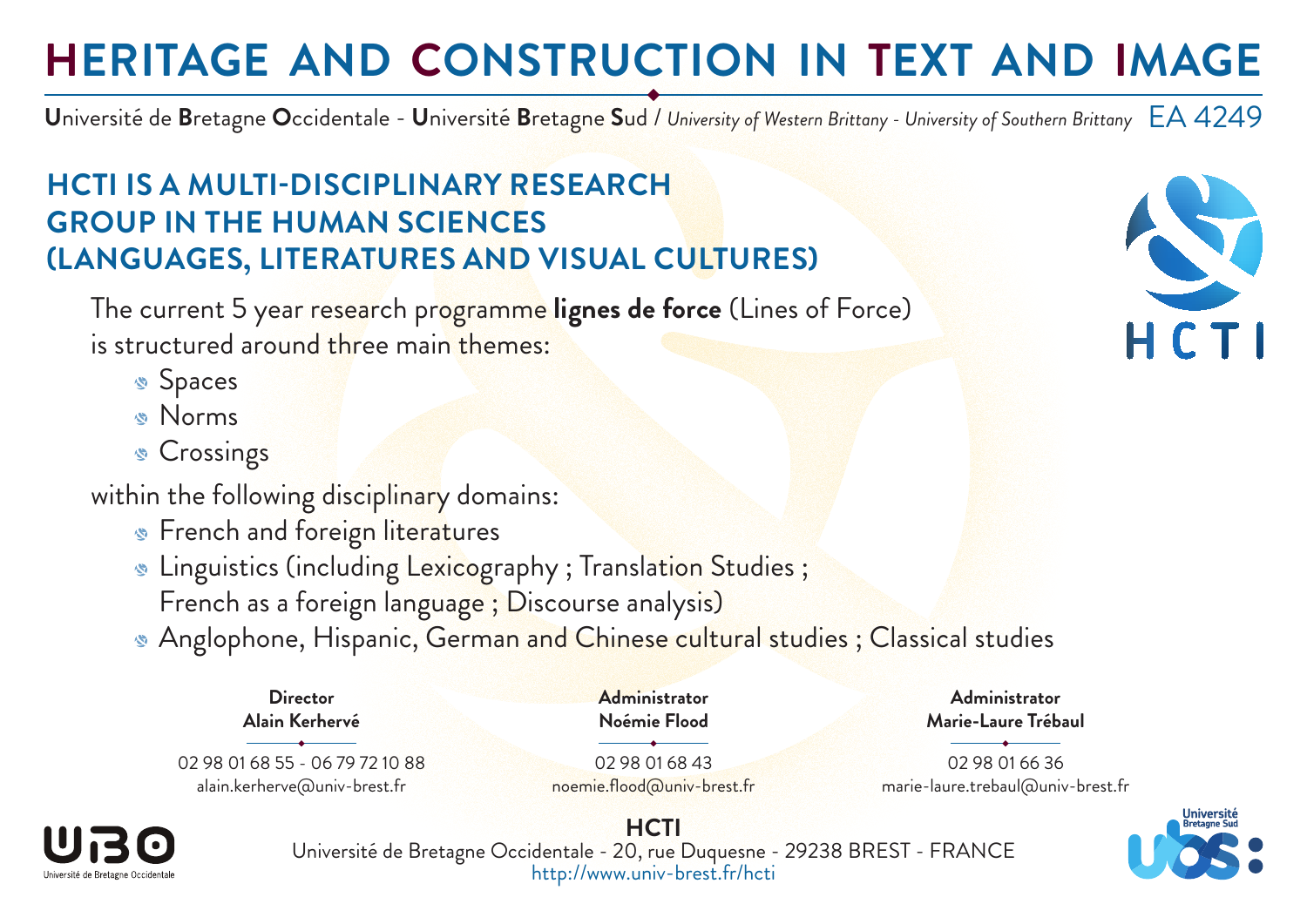# HERITAGE AND CONSTRUCTION IN TEXT AND IMAGE

**U**niversité de **B**retagne **O**ccidentale - **U**niversité **B**retagne **S**ud / *University of Western Brittany - University of Southern Brittany* EA 4249

## HCTI IS A MULTI-DISCIPLINARY RESEARCH GROUP IN THE HUMAN SCIENCES (LANGUAGES, LITERATURES AND VISUAL CULTURES)

HCTI

The current 5 year research programme **lignes de force** (Lines of Force) is structured around three main themes:

- Spaces
- Norms
- Crossings

within the following disciplinary domains:

- French and foreign literatures
- Linguistics (including Lexicography ; Translation Studies ; French as a foreign language ; Discourse analysis)
- Anglophone, Hispanic, German and Chinese cultural studies ; Classical studies

**Director**
**Alain Kerhervé**
02 98 01 68 55 - 06 79 72 10 88
alain.kerherve@univ-brest.fr

**Administrator**
**Noémie Flood**
02 98 01 68 43
noemie.flood@univ-brest.fr

**Administrator**
**Marie-Laure Trébaul**
02 98 01 66 36
marie-laure.trebaul@univ-brest.fr

UBO
Université de Bretagne Occidentale

**HCTI**
Université de Bretagne Occidentale - 20, rue Duquesne - 29238 BREST - FRANCE
http://www.univ-brest.fr/hcti

Université Bretagne Sud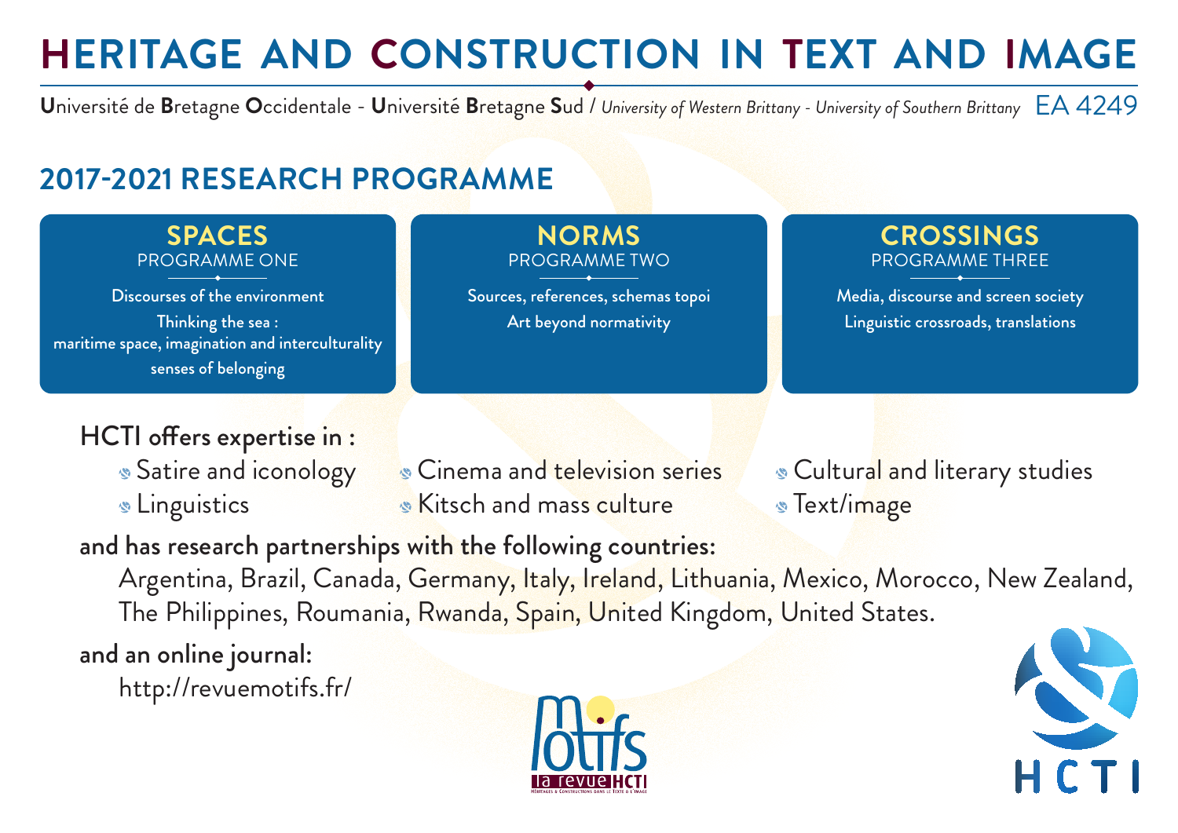# HERITAGE AND CONSTRUCTION IN TEXT AND IMAGE

**U**niversité de **B**retagne **O**ccidentale - **U**niversité **B**retagne **S**ud / *University of Western Brittany - University of Southern Brittany* EA 4249

## 2017-2021 RESEARCH PROGRAMME

### SPACES
PROGRAMME ONE

Discourses of the environment

Thinking the sea :
maritime space, imagination and interculturality

senses of belonging

### NORMS
PROGRAMME TWO

Sources, references, schemas topoi

Art beyond normativity

### CROSSINGS
PROGRAMME THREE

Media, discourse and screen society

Linguistic crossroads, translations

**HCTI offers expertise in :**

- Satire and iconology
- Linguistics
- Cinema and television series
- Kitsch and mass culture
- Cultural and literary studies
- Text/image

**and has research partnerships with the following countries:**

Argentina, Brazil, Canada, Germany, Italy, Ireland, Lithuania, Mexico, Morocco, New Zealand, The Philippines, Roumania, Rwanda, Spain, United Kingdom, United States.

**and an online journal:**

http://revuemotifs.fr/

Motifs la revue HCTI

Héritages & Constructions dans le Texte & l'Image

HCTI